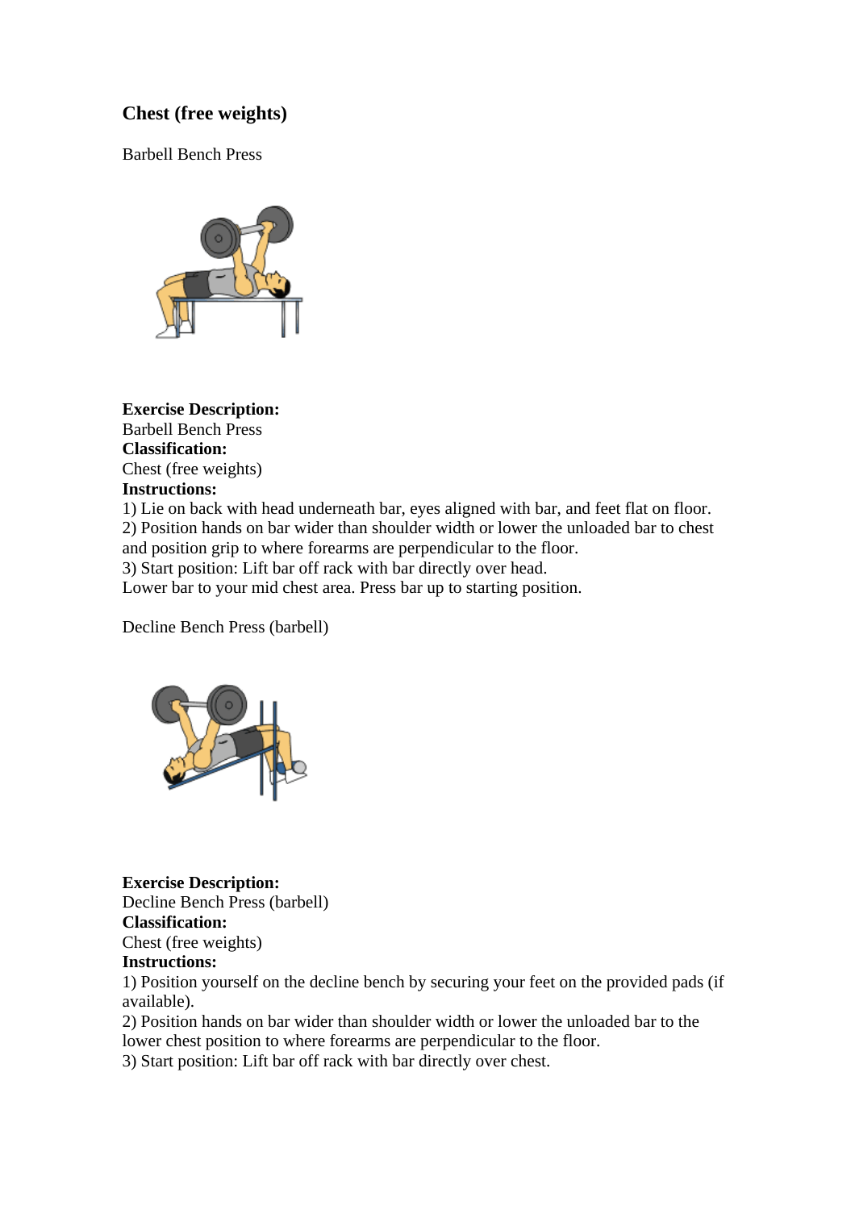## Chest (free weights)

Barbell Bench Press

**Exercise Description:**
Barbell Bench Press
**Classification:**
Chest (free weights)
**Instructions:**
1) Lie on back with head underneath bar, eyes aligned with bar, and feet flat on floor.
2) Position hands on bar wider than shoulder width or lower the unloaded bar to chest and position grip to where forearms are perpendicular to the floor.
3) Start position: Lift bar off rack with bar directly over head.
Lower bar to your mid chest area. Press bar up to starting position.

Decline Bench Press (barbell)

**Exercise Description:**
Decline Bench Press (barbell)
**Classification:**
Chest (free weights)
**Instructions:**
1) Position yourself on the decline bench by securing your feet on the provided pads (if available).
2) Position hands on bar wider than shoulder width or lower the unloaded bar to the lower chest position to where forearms are perpendicular to the floor.
3) Start position: Lift bar off rack with bar directly over chest.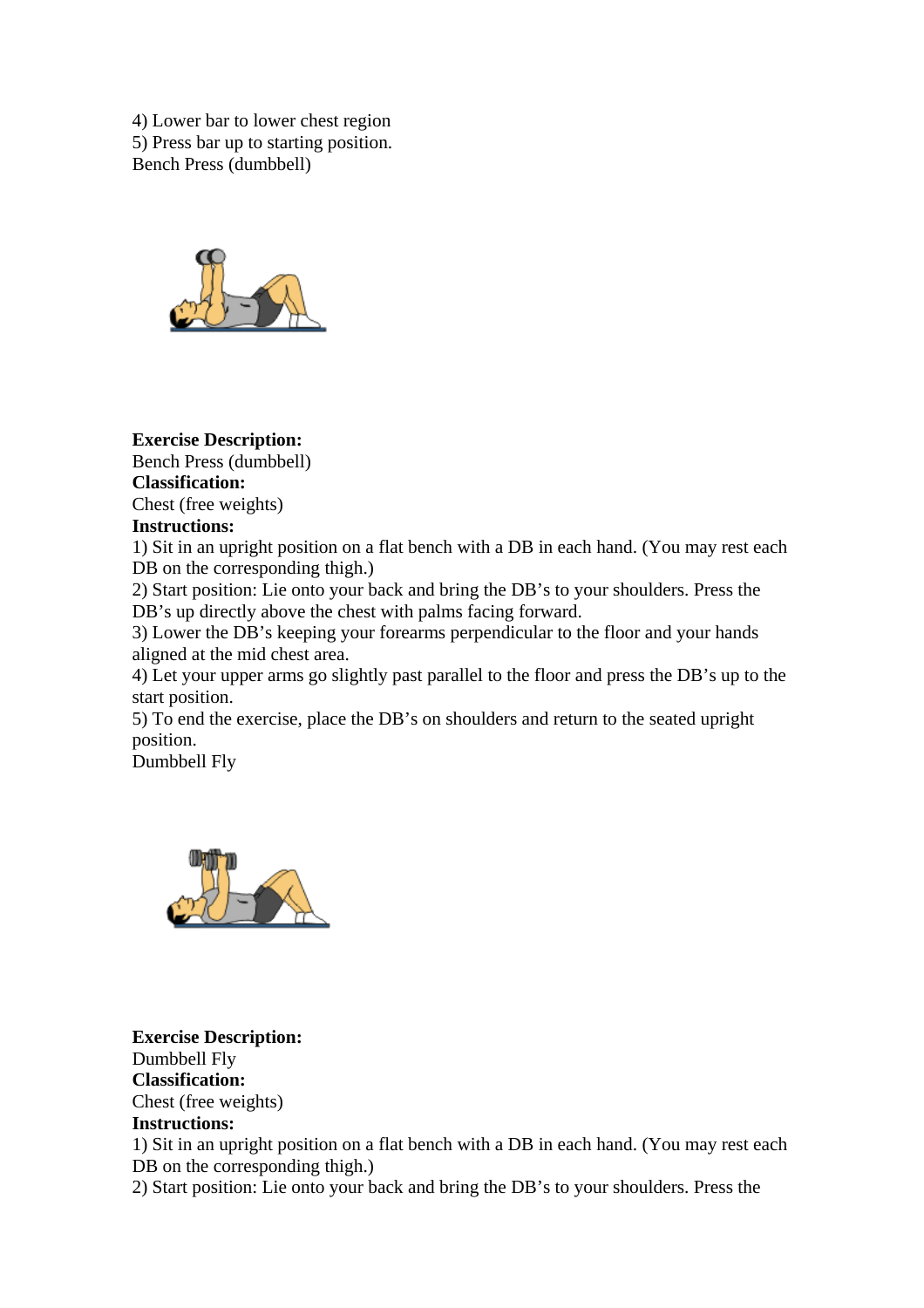4) Lower bar to lower chest region
5) Press bar up to starting position.
Bench Press (dumbbell)

**Exercise Description:**
Bench Press (dumbbell)
**Classification:**
Chest (free weights)
**Instructions:**
1) Sit in an upright position on a flat bench with a DB in each hand. (You may rest each DB on the corresponding thigh.)
2) Start position: Lie onto your back and bring the DB's to your shoulders. Press the DB's up directly above the chest with palms facing forward.
3) Lower the DB's keeping your forearms perpendicular to the floor and your hands aligned at the mid chest area.
4) Let your upper arms go slightly past parallel to the floor and press the DB's up to the start position.
5) To end the exercise, place the DB's on shoulders and return to the seated upright position.
Dumbbell Fly

**Exercise Description:**
Dumbbell Fly
**Classification:**
Chest (free weights)
**Instructions:**
1) Sit in an upright position on a flat bench with a DB in each hand. (You may rest each DB on the corresponding thigh.)
2) Start position: Lie onto your back and bring the DB's to your shoulders. Press the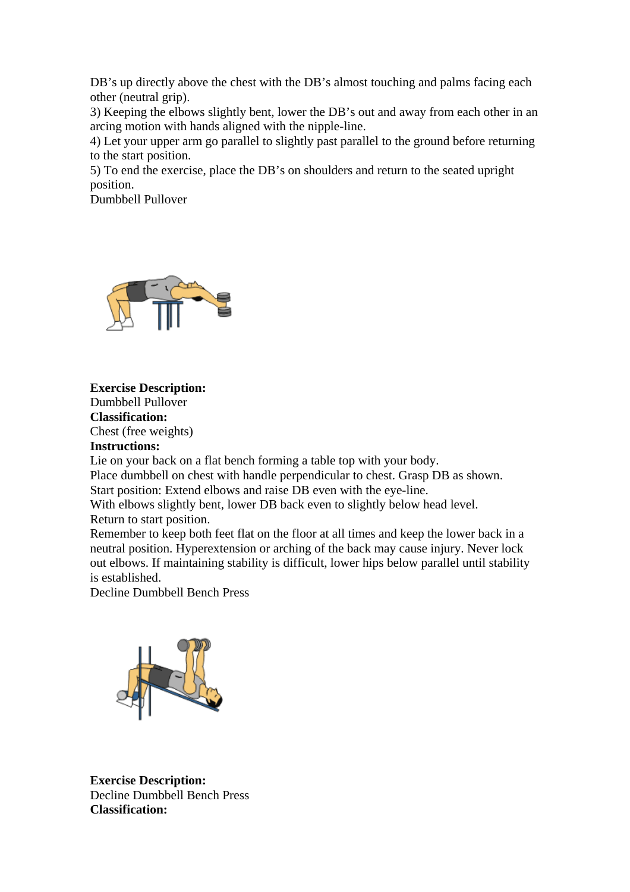DB's up directly above the chest with the DB's almost touching and palms facing each other (neutral grip).

3) Keeping the elbows slightly bent, lower the DB's out and away from each other in an arcing motion with hands aligned with the nipple-line.

4) Let your upper arm go parallel to slightly past parallel to the ground before returning to the start position.

5) To end the exercise, place the DB's on shoulders and return to the seated upright position.

Dumbbell Pullover

**Exercise Description:**
Dumbbell Pullover
**Classification:**
Chest (free weights)
**Instructions:**
Lie on your back on a flat bench forming a table top with your body.
Place dumbbell on chest with handle perpendicular to chest. Grasp DB as shown.
Start position: Extend elbows and raise DB even with the eye-line.
With elbows slightly bent, lower DB back even to slightly below head level.
Return to start position.
Remember to keep both feet flat on the floor at all times and keep the lower back in a neutral position. Hyperextension or arching of the back may cause injury. Never lock out elbows. If maintaining stability is difficult, lower hips below parallel until stability is established.

Decline Dumbbell Bench Press

**Exercise Description:**
Decline Dumbbell Bench Press
**Classification:**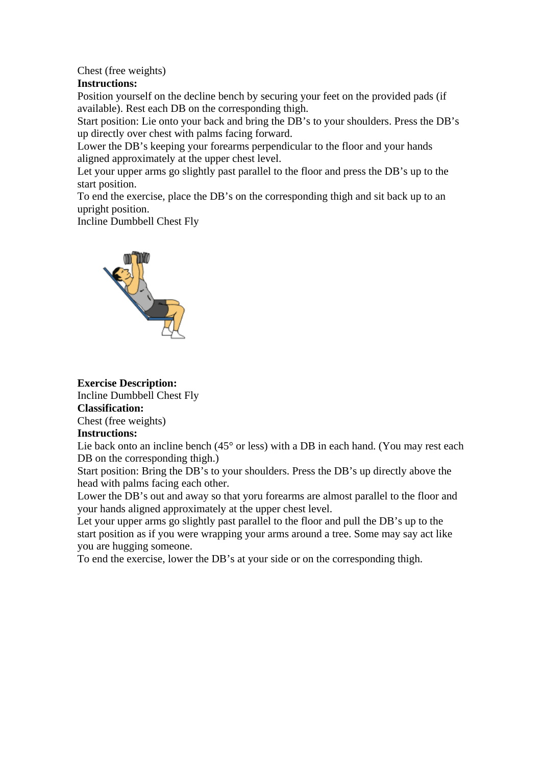Chest (free weights)

**Instructions:**

Position yourself on the decline bench by securing your feet on the provided pads (if available). Rest each DB on the corresponding thigh.

Start position: Lie onto your back and bring the DB's to your shoulders. Press the DB's up directly over chest with palms facing forward.

Lower the DB's keeping your forearms perpendicular to the floor and your hands aligned approximately at the upper chest level.

Let your upper arms go slightly past parallel to the floor and press the DB's up to the start position.

To end the exercise, place the DB's on the corresponding thigh and sit back up to an upright position.

Incline Dumbbell Chest Fly

**Exercise Description:**

Incline Dumbbell Chest Fly

**Classification:**

Chest (free weights)

**Instructions:**

Lie back onto an incline bench (45° or less) with a DB in each hand. (You may rest each DB on the corresponding thigh.)

Start position: Bring the DB's to your shoulders. Press the DB's up directly above the head with palms facing each other.

Lower the DB's out and away so that yoru forearms are almost parallel to the floor and your hands aligned approximately at the upper chest level.

Let your upper arms go slightly past parallel to the floor and pull the DB's up to the start position as if you were wrapping your arms around a tree. Some may say act like you are hugging someone.

To end the exercise, lower the DB's at your side or on the corresponding thigh.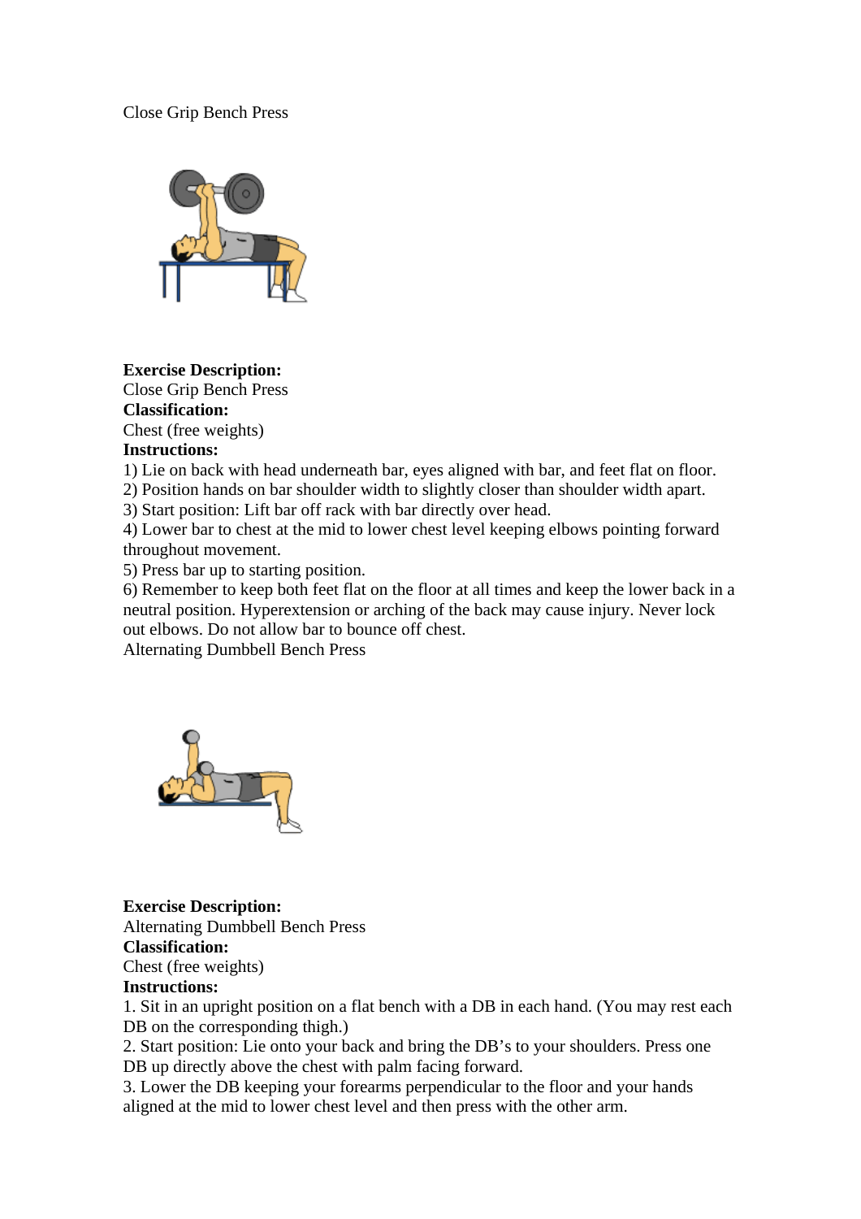Close Grip Bench Press

**Exercise Description:**
Close Grip Bench Press
**Classification:**
Chest (free weights)
**Instructions:**
1) Lie on back with head underneath bar, eyes aligned with bar, and feet flat on floor.
2) Position hands on bar shoulder width to slightly closer than shoulder width apart.
3) Start position: Lift bar off rack with bar directly over head.
4) Lower bar to chest at the mid to lower chest level keeping elbows pointing forward throughout movement.
5) Press bar up to starting position.
6) Remember to keep both feet flat on the floor at all times and keep the lower back in a neutral position. Hyperextension or arching of the back may cause injury. Never lock out elbows. Do not allow bar to bounce off chest.

Alternating Dumbbell Bench Press

**Exercise Description:**
Alternating Dumbbell Bench Press
**Classification:**
Chest (free weights)
**Instructions:**
1. Sit in an upright position on a flat bench with a DB in each hand. (You may rest each DB on the corresponding thigh.)
2. Start position: Lie onto your back and bring the DB's to your shoulders. Press one DB up directly above the chest with palm facing forward.
3. Lower the DB keeping your forearms perpendicular to the floor and your hands aligned at the mid to lower chest level and then press with the other arm.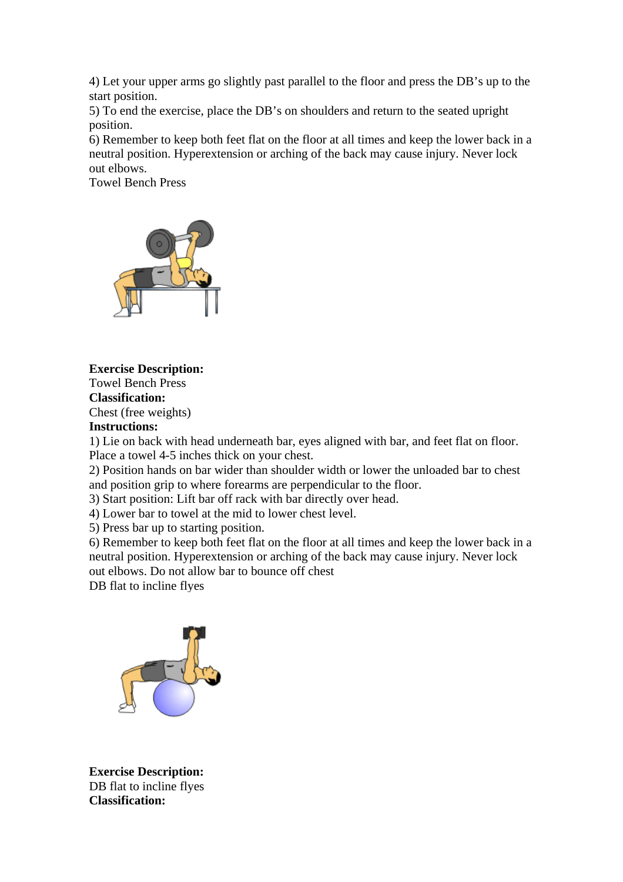4) Let your upper arms go slightly past parallel to the floor and press the DB's up to the start position.
5) To end the exercise, place the DB's on shoulders and return to the seated upright position.
6) Remember to keep both feet flat on the floor at all times and keep the lower back in a neutral position. Hyperextension or arching of the back may cause injury. Never lock out elbows.
Towel Bench Press

**Exercise Description:**
Towel Bench Press
**Classification:**
Chest (free weights)
**Instructions:**
1) Lie on back with head underneath bar, eyes aligned with bar, and feet flat on floor. Place a towel 4-5 inches thick on your chest.
2) Position hands on bar wider than shoulder width or lower the unloaded bar to chest and position grip to where forearms are perpendicular to the floor.
3) Start position: Lift bar off rack with bar directly over head.
4) Lower bar to towel at the mid to lower chest level.
5) Press bar up to starting position.
6) Remember to keep both feet flat on the floor at all times and keep the lower back in a neutral position. Hyperextension or arching of the back may cause injury. Never lock out elbows. Do not allow bar to bounce off chest
DB flat to incline flyes

**Exercise Description:**
DB flat to incline flyes
**Classification:**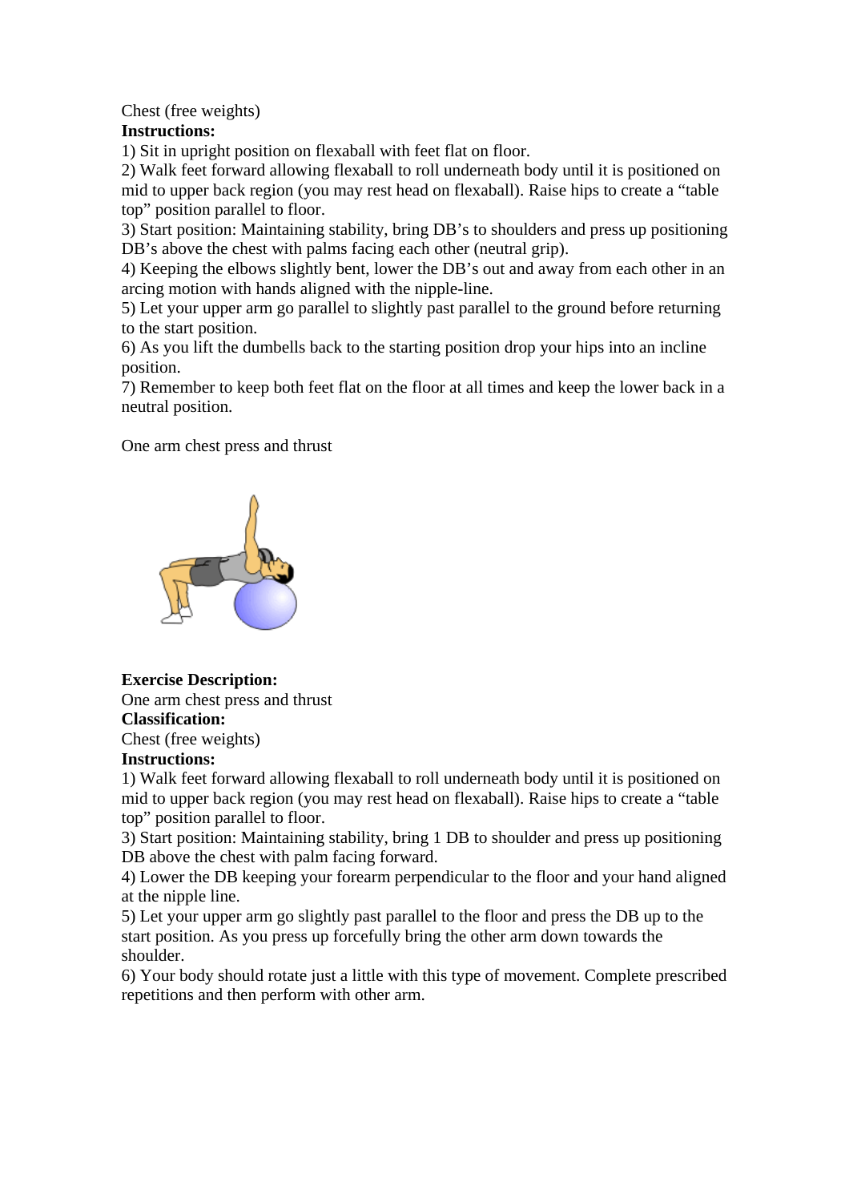Chest (free weights)

**Instructions:**

1) Sit in upright position on flexaball with feet flat on floor.
2) Walk feet forward allowing flexaball to roll underneath body until it is positioned on mid to upper back region (you may rest head on flexaball). Raise hips to create a “table top” position parallel to floor.
3) Start position: Maintaining stability, bring DB’s to shoulders and press up positioning DB’s above the chest with palms facing each other (neutral grip).
4) Keeping the elbows slightly bent, lower the DB’s out and away from each other in an arcing motion with hands aligned with the nipple-line.
5) Let your upper arm go parallel to slightly past parallel to the ground before returning to the start position.
6) As you lift the dumbells back to the starting position drop your hips into an incline position.
7) Remember to keep both feet flat on the floor at all times and keep the lower back in a neutral position.

One arm chest press and thrust

**Exercise Description:**

One arm chest press and thrust

**Classification:**

Chest (free weights)

**Instructions:**

1) Walk feet forward allowing flexaball to roll underneath body until it is positioned on mid to upper back region (you may rest head on flexaball). Raise hips to create a “table top” position parallel to floor.
3) Start position: Maintaining stability, bring 1 DB to shoulder and press up positioning DB above the chest with palm facing forward.
4) Lower the DB keeping your forearm perpendicular to the floor and your hand aligned at the nipple line.
5) Let your upper arm go slightly past parallel to the floor and press the DB up to the start position. As you press up forcefully bring the other arm down towards the shoulder.
6) Your body should rotate just a little with this type of movement. Complete prescribed repetitions and then perform with other arm.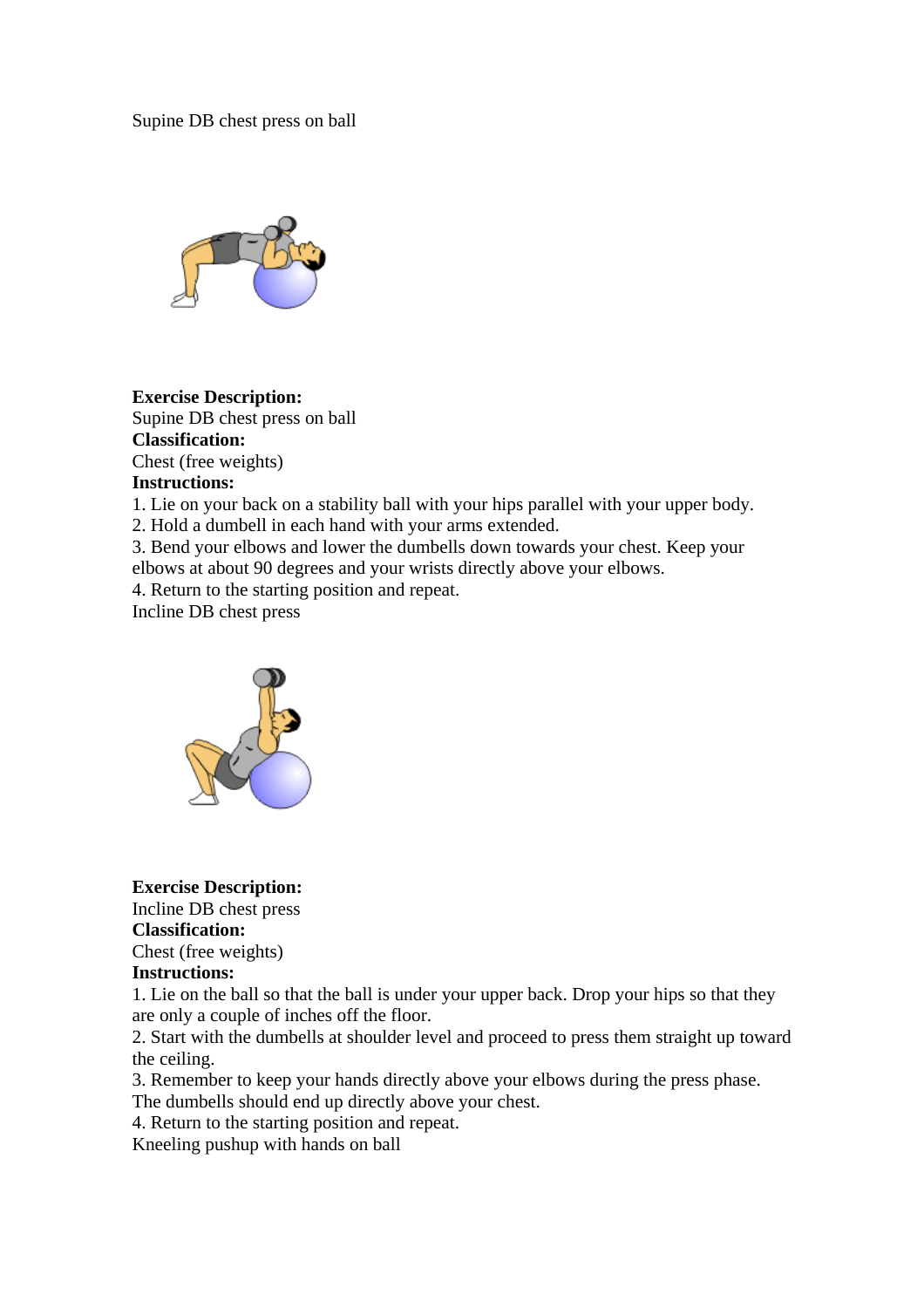Supine DB chest press on ball

**Exercise Description:**
Supine DB chest press on ball
**Classification:**
Chest (free weights)
**Instructions:**
1. Lie on your back on a stability ball with your hips parallel with your upper body.
2. Hold a dumbell in each hand with your arms extended.
3. Bend your elbows and lower the dumbells down towards your chest. Keep your elbows at about 90 degrees and your wrists directly above your elbows.
4. Return to the starting position and repeat.

Incline DB chest press

**Exercise Description:**
Incline DB chest press
**Classification:**
Chest (free weights)
**Instructions:**
1. Lie on the ball so that the ball is under your upper back. Drop your hips so that they are only a couple of inches off the floor.
2. Start with the dumbells at shoulder level and proceed to press them straight up toward the ceiling.
3. Remember to keep your hands directly above your elbows during the press phase. The dumbells should end up directly above your chest.
4. Return to the starting position and repeat.

Kneeling pushup with hands on ball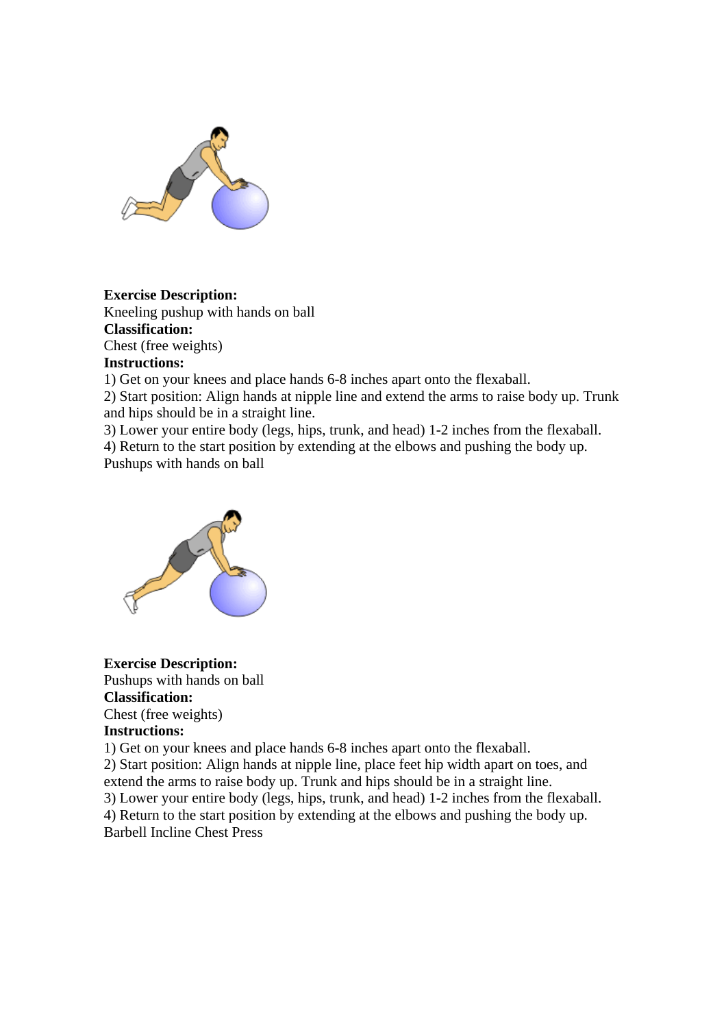**Exercise Description:**
Kneeling pushup with hands on ball
**Classification:**
Chest (free weights)
**Instructions:**
1) Get on your knees and place hands 6-8 inches apart onto the flexaball.
2) Start position: Align hands at nipple line and extend the arms to raise body up. Trunk and hips should be in a straight line.
3) Lower your entire body (legs, hips, trunk, and head) 1-2 inches from the flexaball.
4) Return to the start position by extending at the elbows and pushing the body up.
Pushups with hands on ball

**Exercise Description:**
Pushups with hands on ball
**Classification:**
Chest (free weights)
**Instructions:**
1) Get on your knees and place hands 6-8 inches apart onto the flexaball.
2) Start position: Align hands at nipple line, place feet hip width apart on toes, and extend the arms to raise body up. Trunk and hips should be in a straight line.
3) Lower your entire body (legs, hips, trunk, and head) 1-2 inches from the flexaball.
4) Return to the start position by extending at the elbows and pushing the body up.
Barbell Incline Chest Press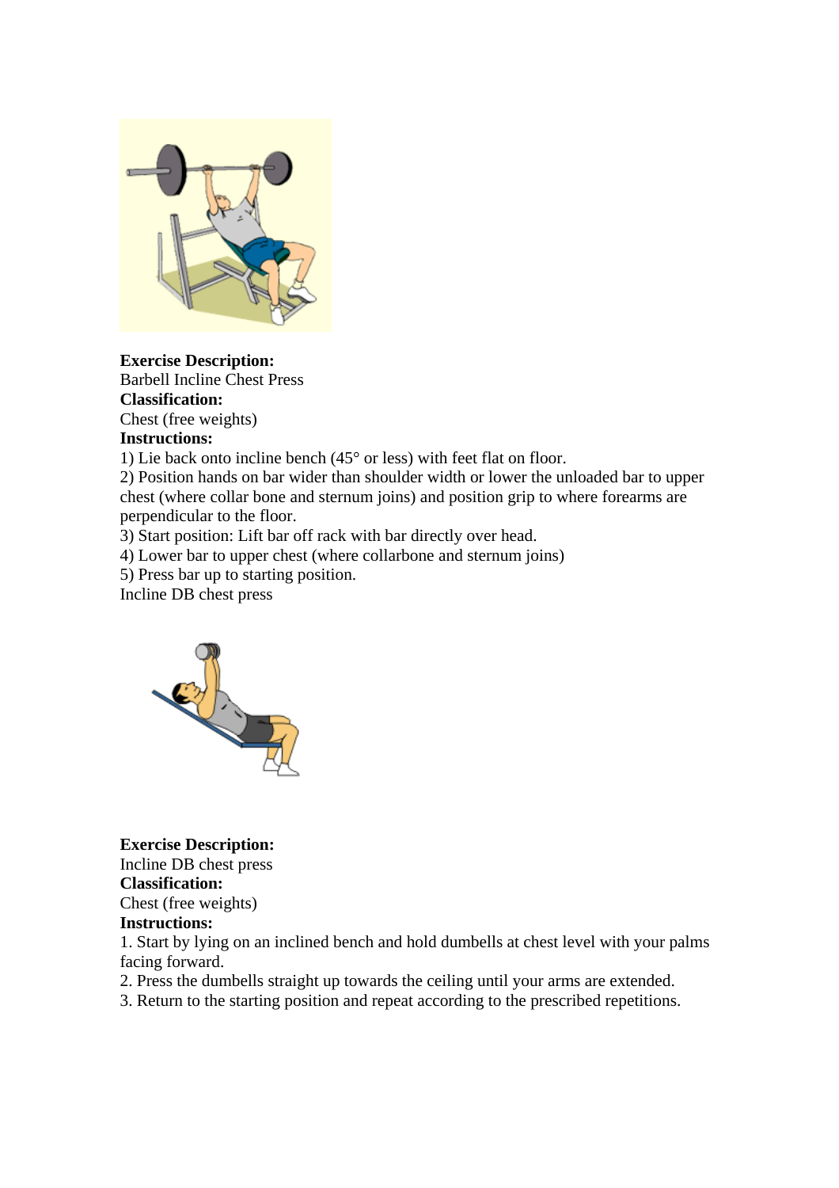**Exercise Description:**
Barbell Incline Chest Press
**Classification:**
Chest (free weights)
**Instructions:**
1) Lie back onto incline bench (45° or less) with feet flat on floor.
2) Position hands on bar wider than shoulder width or lower the unloaded bar to upper chest (where collar bone and sternum joins) and position grip to where forearms are perpendicular to the floor.
3) Start position: Lift bar off rack with bar directly over head.
4) Lower bar to upper chest (where collarbone and sternum joins)
5) Press bar up to starting position.
Incline DB chest press

**Exercise Description:**
Incline DB chest press
**Classification:**
Chest (free weights)
**Instructions:**
1. Start by lying on an inclined bench and hold dumbells at chest level with your palms facing forward.
2. Press the dumbells straight up towards the ceiling until your arms are extended.
3. Return to the starting position and repeat according to the prescribed repetitions.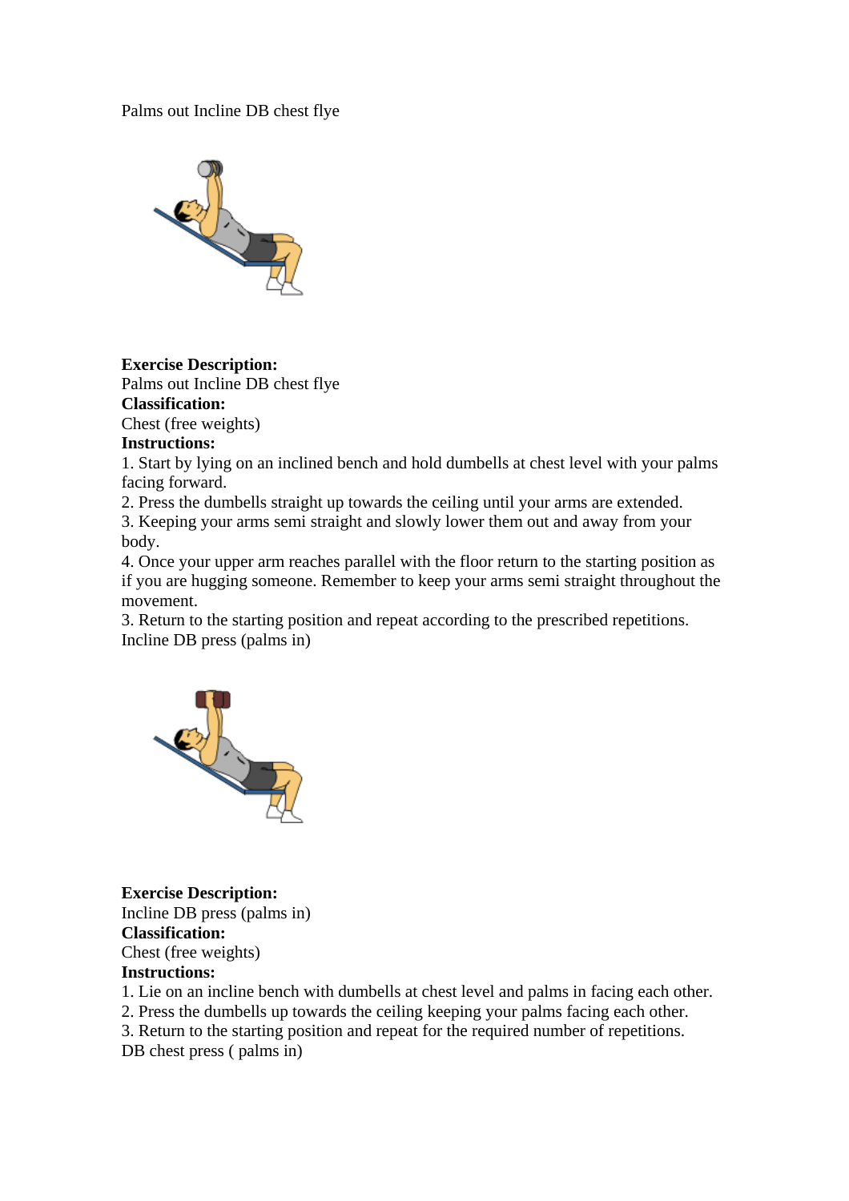Palms out Incline DB chest flye

**Exercise Description:**
Palms out Incline DB chest flye
**Classification:**
Chest (free weights)
**Instructions:**
1. Start by lying on an inclined bench and hold dumbells at chest level with your palms facing forward.
2. Press the dumbells straight up towards the ceiling until your arms are extended.
3. Keeping your arms semi straight and slowly lower them out and away from your body.
4. Once your upper arm reaches parallel with the floor return to the starting position as if you are hugging someone. Remember to keep your arms semi straight throughout the movement.
3. Return to the starting position and repeat according to the prescribed repetitions.

Incline DB press (palms in)

**Exercise Description:**
Incline DB press (palms in)
**Classification:**
Chest (free weights)
**Instructions:**
1. Lie on an incline bench with dumbells at chest level and palms in facing each other.
2. Press the dumbells up towards the ceiling keeping your palms facing each other.
3. Return to the starting position and repeat for the required number of repetitions.

DB chest press ( palms in)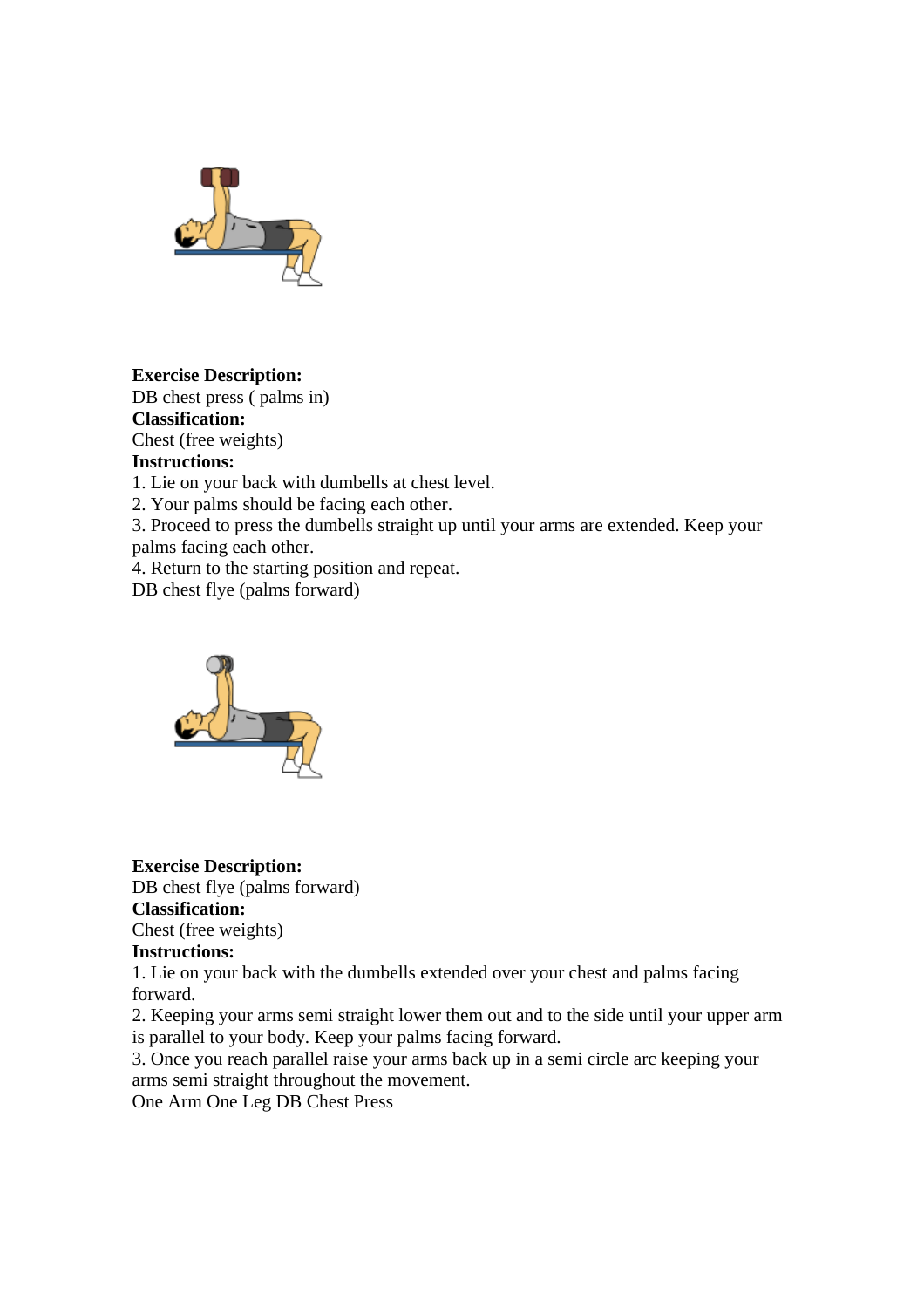**Exercise Description:**
DB chest press ( palms in)
**Classification:**
Chest (free weights)
**Instructions:**
1. Lie on your back with dumbells at chest level.
2. Your palms should be facing each other.
3. Proceed to press the dumbells straight up until your arms are extended. Keep your palms facing each other.
4. Return to the starting position and repeat.
DB chest flye (palms forward)

**Exercise Description:**
DB chest flye (palms forward)
**Classification:**
Chest (free weights)
**Instructions:**
1. Lie on your back with the dumbells extended over your chest and palms facing forward.
2. Keeping your arms semi straight lower them out and to the side until your upper arm is parallel to your body. Keep your palms facing forward.
3. Once you reach parallel raise your arms back up in a semi circle arc keeping your arms semi straight throughout the movement.
One Arm One Leg DB Chest Press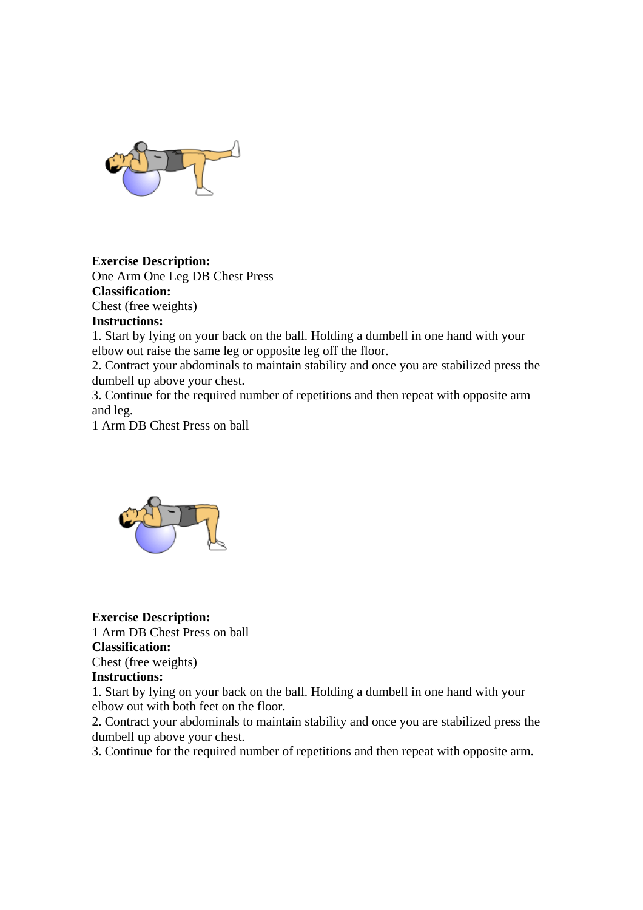**Exercise Description:**
One Arm One Leg DB Chest Press
**Classification:**
Chest (free weights)
**Instructions:**
1. Start by lying on your back on the ball. Holding a dumbell in one hand with your elbow out raise the same leg or opposite leg off the floor.
2. Contract your abdominals to maintain stability and once you are stabilized press the dumbell up above your chest.
3. Continue for the required number of repetitions and then repeat with opposite arm and leg.
1 Arm DB Chest Press on ball

**Exercise Description:**
1 Arm DB Chest Press on ball
**Classification:**
Chest (free weights)
**Instructions:**
1. Start by lying on your back on the ball. Holding a dumbell in one hand with your elbow out with both feet on the floor.
2. Contract your abdominals to maintain stability and once you are stabilized press the dumbell up above your chest.
3. Continue for the required number of repetitions and then repeat with opposite arm.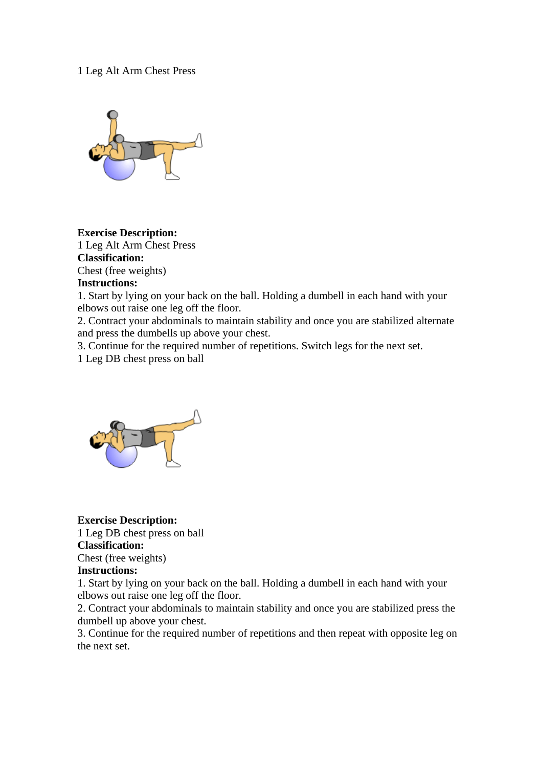1 Leg Alt Arm Chest Press

**Exercise Description:**
1 Leg Alt Arm Chest Press
**Classification:**
Chest (free weights)
**Instructions:**
1. Start by lying on your back on the ball. Holding a dumbell in each hand with your elbows out raise one leg off the floor.
2. Contract your abdominals to maintain stability and once you are stabilized alternate and press the dumbells up above your chest.
3. Continue for the required number of repetitions. Switch legs for the next set.

1 Leg DB chest press on ball

**Exercise Description:**
1 Leg DB chest press on ball
**Classification:**
Chest (free weights)
**Instructions:**
1. Start by lying on your back on the ball. Holding a dumbell in each hand with your elbows out raise one leg off the floor.
2. Contract your abdominals to maintain stability and once you are stabilized press the dumbell up above your chest.
3. Continue for the required number of repetitions and then repeat with opposite leg on the next set.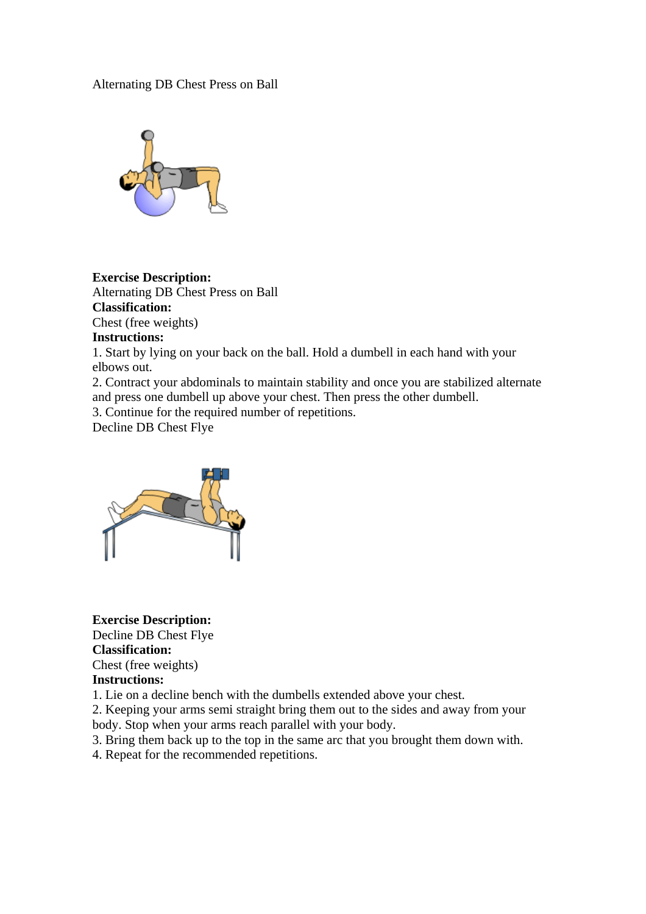Alternating DB Chest Press on Ball

**Exercise Description:**
Alternating DB Chest Press on Ball
**Classification:**
Chest (free weights)
**Instructions:**
1. Start by lying on your back on the ball. Hold a dumbell in each hand with your elbows out.
2. Contract your abdominals to maintain stability and once you are stabilized alternate and press one dumbell up above your chest. Then press the other dumbell.
3. Continue for the required number of repetitions.

Decline DB Chest Flye

**Exercise Description:**
Decline DB Chest Flye
**Classification:**
Chest (free weights)
**Instructions:**
1. Lie on a decline bench with the dumbells extended above your chest.
2. Keeping your arms semi straight bring them out to the sides and away from your body. Stop when your arms reach parallel with your body.
3. Bring them back up to the top in the same arc that you brought them down with.
4. Repeat for the recommended repetitions.